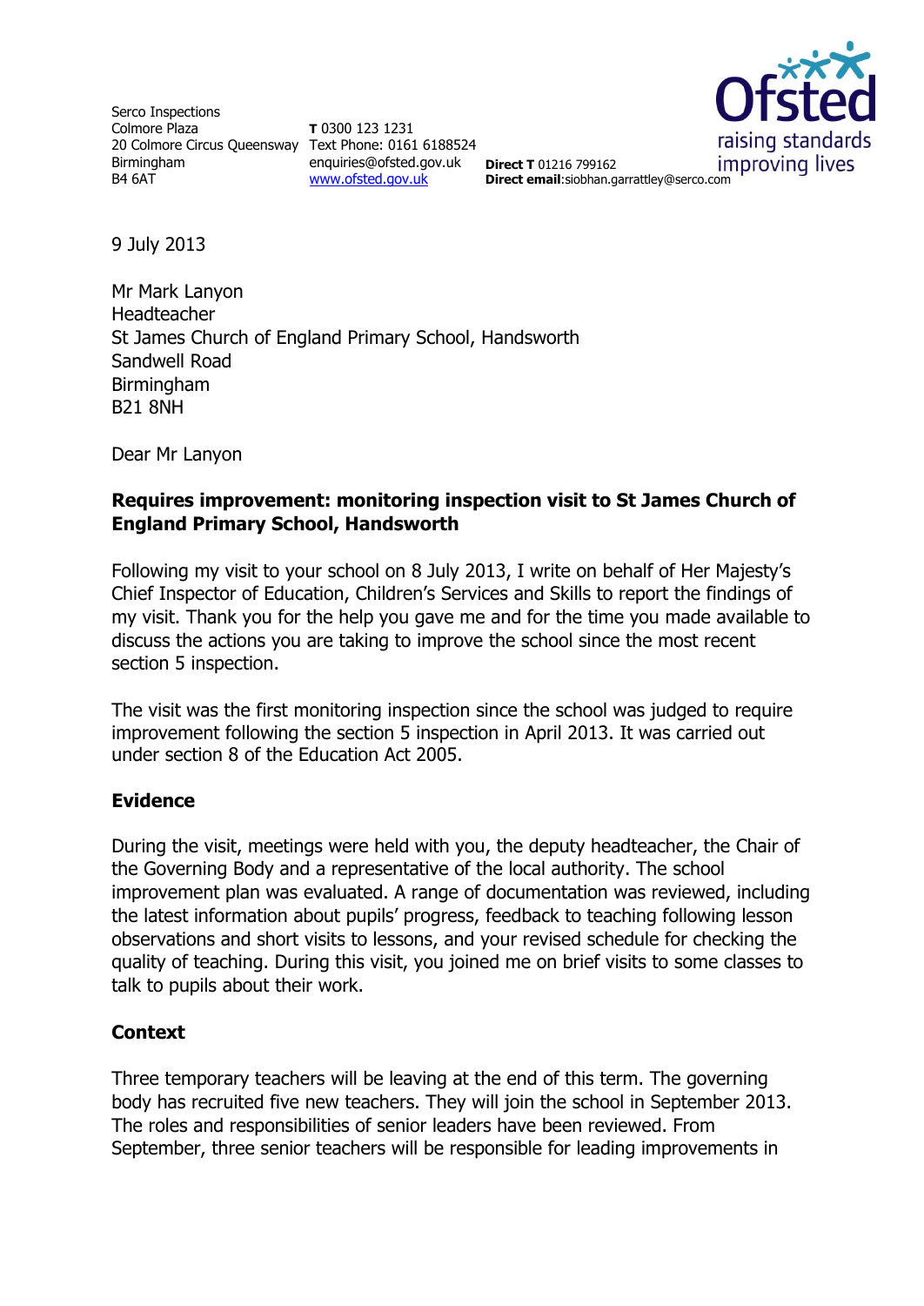Serco Inspections
Colmore Plaza
20 Colmore Circus Queensway
Birmingham
B4 6AT

**T** 0300 123 1231
Text Phone: 0161 6188524
enquiries@ofsted.gov.uk
www.ofsted.gov.uk

**Direct T** 01216 799162
**Direct email**:siobhan.garrattley@serco.com

9 July 2013

Mr Mark Lanyon
Headteacher
St James Church of England Primary School, Handsworth
Sandwell Road
Birmingham
B21 8NH

Dear Mr Lanyon

**Requires improvement: monitoring inspection visit to St James Church of England Primary School, Handsworth**

Following my visit to your school on 8 July 2013, I write on behalf of Her Majesty's Chief Inspector of Education, Children's Services and Skills to report the findings of my visit. Thank you for the help you gave me and for the time you made available to discuss the actions you are taking to improve the school since the most recent section 5 inspection.

The visit was the first monitoring inspection since the school was judged to require improvement following the section 5 inspection in April 2013. It was carried out under section 8 of the Education Act 2005.

**Evidence**

During the visit, meetings were held with you, the deputy headteacher, the Chair of the Governing Body and a representative of the local authority. The school improvement plan was evaluated. A range of documentation was reviewed, including the latest information about pupils' progress, feedback to teaching following lesson observations and short visits to lessons, and your revised schedule for checking the quality of teaching. During this visit, you joined me on brief visits to some classes to talk to pupils about their work.

**Context**

Three temporary teachers will be leaving at the end of this term. The governing body has recruited five new teachers. They will join the school in September 2013. The roles and responsibilities of senior leaders have been reviewed. From September, three senior teachers will be responsible for leading improvements in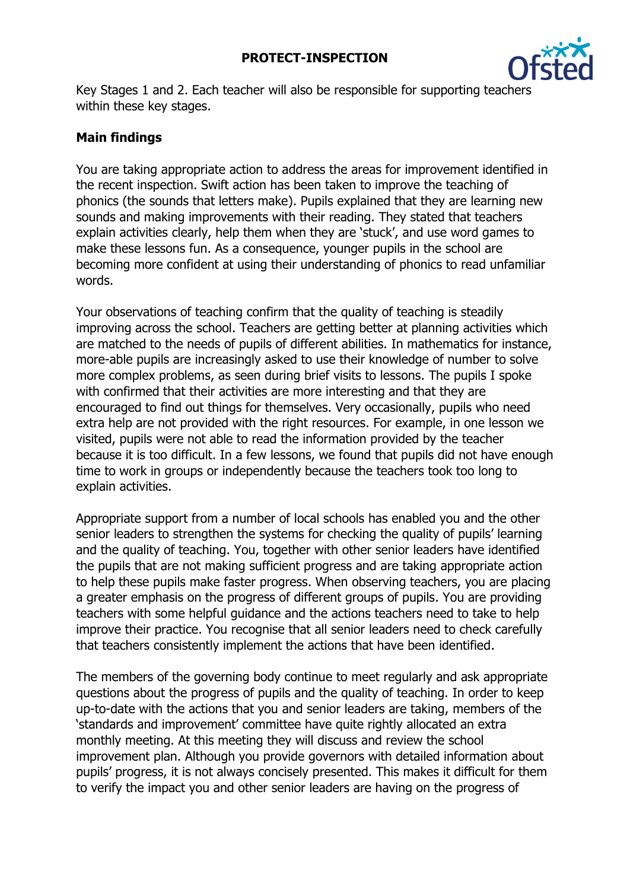Key Stages 1 and 2. Each teacher will also be responsible for supporting teachers within these key stages.

**Main findings**

You are taking appropriate action to address the areas for improvement identified in the recent inspection. Swift action has been taken to improve the teaching of phonics (the sounds that letters make). Pupils explained that they are learning new sounds and making improvements with their reading. They stated that teachers explain activities clearly, help them when they are 'stuck', and use word games to make these lessons fun. As a consequence, younger pupils in the school are becoming more confident at using their understanding of phonics to read unfamiliar words.

Your observations of teaching confirm that the quality of teaching is steadily improving across the school. Teachers are getting better at planning activities which are matched to the needs of pupils of different abilities. In mathematics for instance, more-able pupils are increasingly asked to use their knowledge of number to solve more complex problems, as seen during brief visits to lessons. The pupils I spoke with confirmed that their activities are more interesting and that they are encouraged to find out things for themselves. Very occasionally, pupils who need extra help are not provided with the right resources. For example, in one lesson we visited, pupils were not able to read the information provided by the teacher because it is too difficult. In a few lessons, we found that pupils did not have enough time to work in groups or independently because the teachers took too long to explain activities.

Appropriate support from a number of local schools has enabled you and the other senior leaders to strengthen the systems for checking the quality of pupils' learning and the quality of teaching. You, together with other senior leaders have identified the pupils that are not making sufficient progress and are taking appropriate action to help these pupils make faster progress. When observing teachers, you are placing a greater emphasis on the progress of different groups of pupils. You are providing teachers with some helpful guidance and the actions teachers need to take to help improve their practice. You recognise that all senior leaders need to check carefully that teachers consistently implement the actions that have been identified.

The members of the governing body continue to meet regularly and ask appropriate questions about the progress of pupils and the quality of teaching. In order to keep up-to-date with the actions that you and senior leaders are taking, members of the 'standards and improvement' committee have quite rightly allocated an extra monthly meeting. At this meeting they will discuss and review the school improvement plan. Although you provide governors with detailed information about pupils' progress, it is not always concisely presented. This makes it difficult for them to verify the impact you and other senior leaders are having on the progress of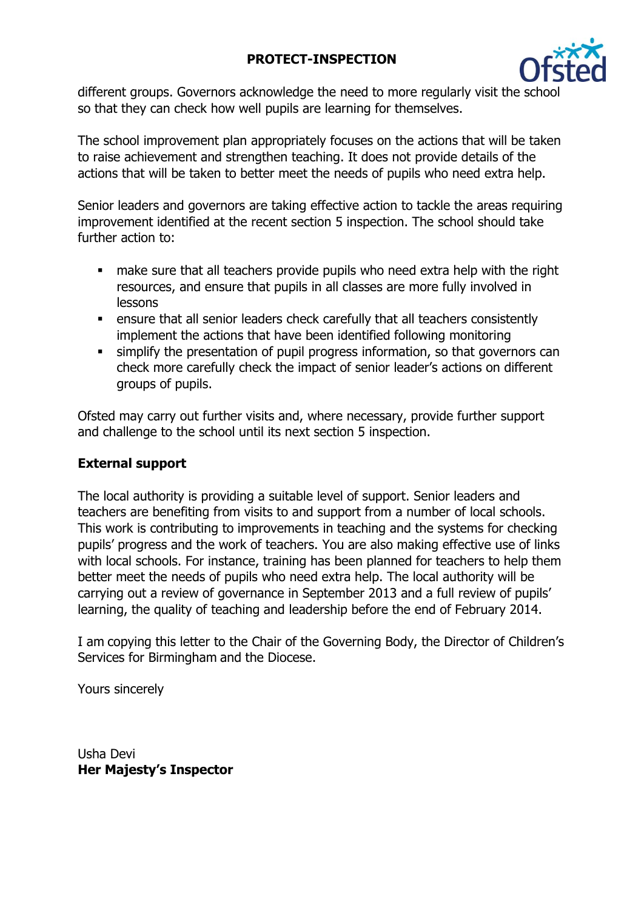different groups. Governors acknowledge the need to more regularly visit the school so that they can check how well pupils are learning for themselves.

The school improvement plan appropriately focuses on the actions that will be taken to raise achievement and strengthen teaching. It does not provide details of the actions that will be taken to better meet the needs of pupils who need extra help.

Senior leaders and governors are taking effective action to tackle the areas requiring improvement identified at the recent section 5 inspection. The school should take further action to:

- make sure that all teachers provide pupils who need extra help with the right resources, and ensure that pupils in all classes are more fully involved in lessons
- ensure that all senior leaders check carefully that all teachers consistently implement the actions that have been identified following monitoring
- simplify the presentation of pupil progress information, so that governors can check more carefully check the impact of senior leader's actions on different groups of pupils.

Ofsted may carry out further visits and, where necessary, provide further support and challenge to the school until its next section 5 inspection.

**External support**

The local authority is providing a suitable level of support. Senior leaders and teachers are benefiting from visits to and support from a number of local schools. This work is contributing to improvements in teaching and the systems for checking pupils' progress and the work of teachers. You are also making effective use of links with local schools. For instance, training has been planned for teachers to help them better meet the needs of pupils who need extra help. The local authority will be carrying out a review of governance in September 2013 and a full review of pupils' learning, the quality of teaching and leadership before the end of February 2014.

I am copying this letter to the Chair of the Governing Body, the Director of Children's Services for Birmingham and the Diocese.

Yours sincerely

Usha Devi
**Her Majesty's Inspector**